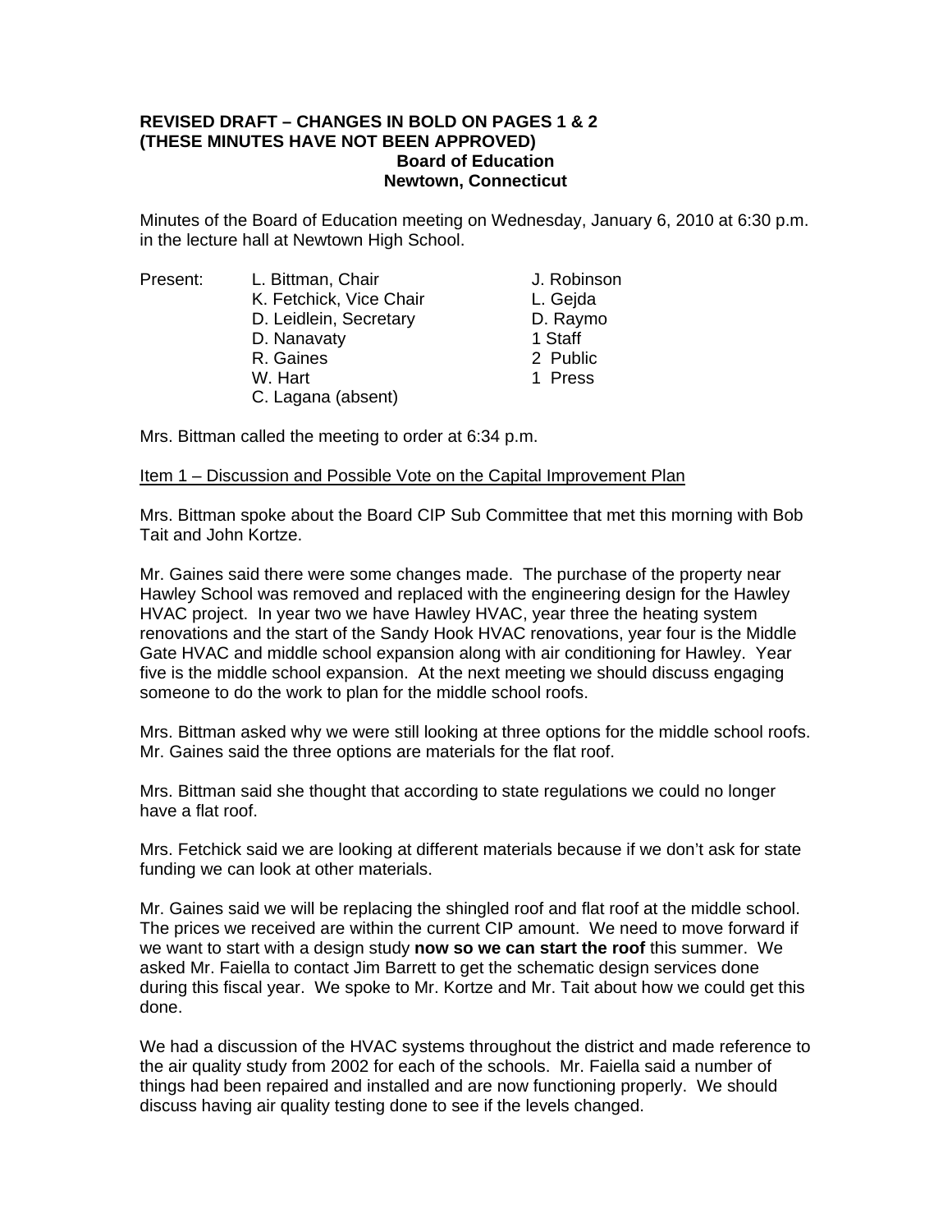**REVISED DRAFT – CHANGES IN BOLD ON PAGES 1 & 2**
**(THESE MINUTES HAVE NOT BEEN APPROVED)**

**Board of Education**
**Newtown, Connecticut**

Minutes of the Board of Education meeting on Wednesday, January 6, 2010 at 6:30 p.m. in the lecture hall at Newtown High School.

| Present: | | |
|---|---|---|
| | L. Bittman, Chair | J. Robinson |
| | K. Fetchick, Vice Chair | L. Gejda |
| | D. Leidlein, Secretary | D. Raymo |
| | D. Nanavaty | 1 Staff |
| | R. Gaines | 2 Public |
| | W. Hart | 1 Press |
| | C. Lagana (absent) | |

Mrs. Bittman called the meeting to order at 6:34 p.m.

Item 1 – Discussion and Possible Vote on the Capital Improvement Plan

Mrs. Bittman spoke about the Board CIP Sub Committee that met this morning with Bob Tait and John Kortze.

Mr. Gaines said there were some changes made. The purchase of the property near Hawley School was removed and replaced with the engineering design for the Hawley HVAC project. In year two we have Hawley HVAC, year three the heating system renovations and the start of the Sandy Hook HVAC renovations, year four is the Middle Gate HVAC and middle school expansion along with air conditioning for Hawley. Year five is the middle school expansion. At the next meeting we should discuss engaging someone to do the work to plan for the middle school roofs.

Mrs. Bittman asked why we were still looking at three options for the middle school roofs. Mr. Gaines said the three options are materials for the flat roof.

Mrs. Bittman said she thought that according to state regulations we could no longer have a flat roof.

Mrs. Fetchick said we are looking at different materials because if we don't ask for state funding we can look at other materials.

Mr. Gaines said we will be replacing the shingled roof and flat roof at the middle school. The prices we received are within the current CIP amount. We need to move forward if we want to start with a design study **now so we can start the roof** this summer. We asked Mr. Faiella to contact Jim Barrett to get the schematic design services done during this fiscal year. We spoke to Mr. Kortze and Mr. Tait about how we could get this done.

We had a discussion of the HVAC systems throughout the district and made reference to the air quality study from 2002 for each of the schools. Mr. Faiella said a number of things had been repaired and installed and are now functioning properly. We should discuss having air quality testing done to see if the levels changed.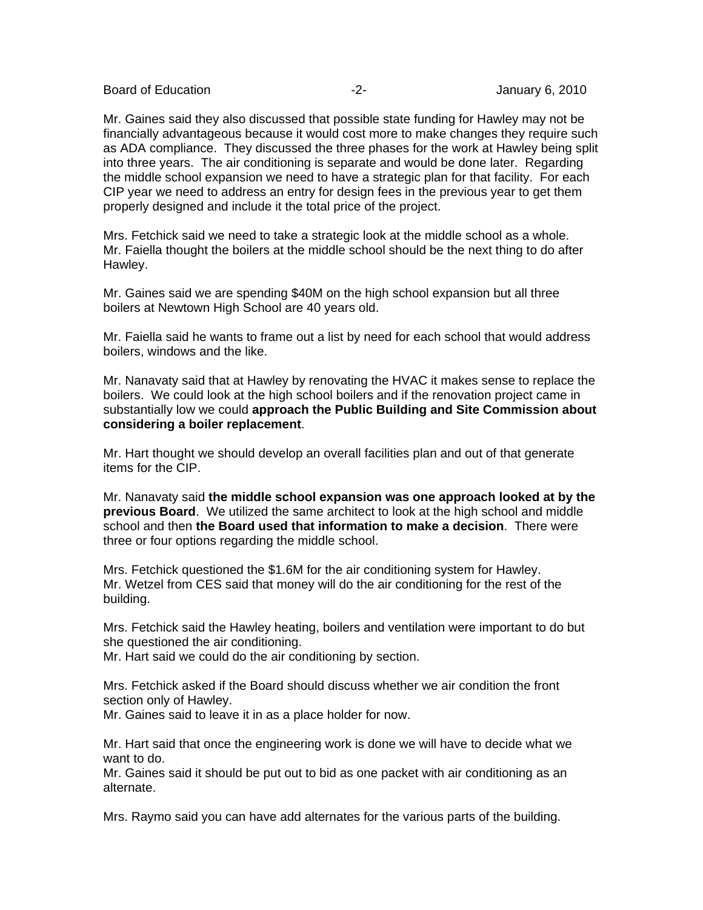Mr. Gaines said they also discussed that possible state funding for Hawley may not be financially advantageous because it would cost more to make changes they require such as ADA compliance. They discussed the three phases for the work at Hawley being split into three years. The air conditioning is separate and would be done later. Regarding the middle school expansion we need to have a strategic plan for that facility. For each CIP year we need to address an entry for design fees in the previous year to get them properly designed and include it the total price of the project.

Mrs. Fetchick said we need to take a strategic look at the middle school as a whole.
Mr. Faiella thought the boilers at the middle school should be the next thing to do after Hawley.

Mr. Gaines said we are spending $40M on the high school expansion but all three boilers at Newtown High School are 40 years old.

Mr. Faiella said he wants to frame out a list by need for each school that would address boilers, windows and the like.

Mr. Nanavaty said that at Hawley by renovating the HVAC it makes sense to replace the boilers. We could look at the high school boilers and if the renovation project came in substantially low we could **approach the Public Building and Site Commission about considering a boiler replacement**.

Mr. Hart thought we should develop an overall facilities plan and out of that generate items for the CIP.

Mr. Nanavaty said **the middle school expansion was one approach looked at by the previous Board**. We utilized the same architect to look at the high school and middle school and then **the Board used that information to make a decision**. There were three or four options regarding the middle school.

Mrs. Fetchick questioned the $1.6M for the air conditioning system for Hawley.
Mr. Wetzel from CES said that money will do the air conditioning for the rest of the building.

Mrs. Fetchick said the Hawley heating, boilers and ventilation were important to do but she questioned the air conditioning.
Mr. Hart said we could do the air conditioning by section.

Mrs. Fetchick asked if the Board should discuss whether we air condition the front section only of Hawley.
Mr. Gaines said to leave it in as a place holder for now.

Mr. Hart said that once the engineering work is done we will have to decide what we want to do.
Mr. Gaines said it should be put out to bid as one packet with air conditioning as an alternate.

Mrs. Raymo said you can have add alternates for the various parts of the building.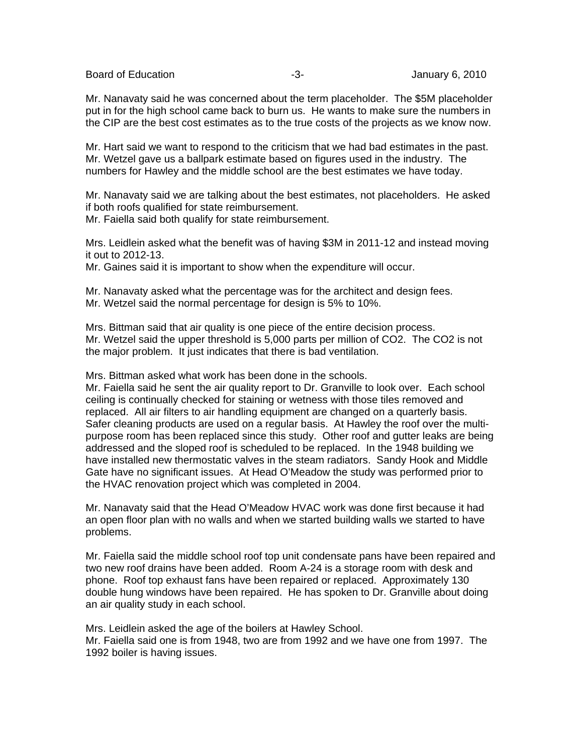Mr. Nanavaty said he was concerned about the term placeholder. The $5M placeholder put in for the high school came back to burn us. He wants to make sure the numbers in the CIP are the best cost estimates as to the true costs of the projects as we know now.

Mr. Hart said we want to respond to the criticism that we had bad estimates in the past. Mr. Wetzel gave us a ballpark estimate based on figures used in the industry. The numbers for Hawley and the middle school are the best estimates we have today.

Mr. Nanavaty said we are talking about the best estimates, not placeholders. He asked if both roofs qualified for state reimbursement.
Mr. Faiella said both qualify for state reimbursement.

Mrs. Leidlein asked what the benefit was of having $3M in 2011-12 and instead moving it out to 2012-13.
Mr. Gaines said it is important to show when the expenditure will occur.

Mr. Nanavaty asked what the percentage was for the architect and design fees.
Mr. Wetzel said the normal percentage for design is 5% to 10%.

Mrs. Bittman said that air quality is one piece of the entire decision process.
Mr. Wetzel said the upper threshold is 5,000 parts per million of $CO_2$. The $CO_2$ is not the major problem. It just indicates that there is bad ventilation.

Mrs. Bittman asked what work has been done in the schools.
Mr. Faiella said he sent the air quality report to Dr. Granville to look over. Each school ceiling is continually checked for staining or wetness with those tiles removed and replaced. All air filters to air handling equipment are changed on a quarterly basis. Safer cleaning products are used on a regular basis. At Hawley the roof over the multi-purpose room has been replaced since this study. Other roof and gutter leaks are being addressed and the sloped roof is scheduled to be replaced. In the 1948 building we have installed new thermostatic valves in the steam radiators. Sandy Hook and Middle Gate have no significant issues. At Head O'Meadow the study was performed prior to the HVAC renovation project which was completed in 2004.

Mr. Nanavaty said that the Head O'Meadow HVAC work was done first because it had an open floor plan with no walls and when we started building walls we started to have problems.

Mr. Faiella said the middle school roof top unit condensate pans have been repaired and two new roof drains have been added. Room A-24 is a storage room with desk and phone. Roof top exhaust fans have been repaired or replaced. Approximately 130 double hung windows have been repaired. He has spoken to Dr. Granville about doing an air quality study in each school.

Mrs. Leidlein asked the age of the boilers at Hawley School.
Mr. Faiella said one is from 1948, two are from 1992 and we have one from 1997. The 1992 boiler is having issues.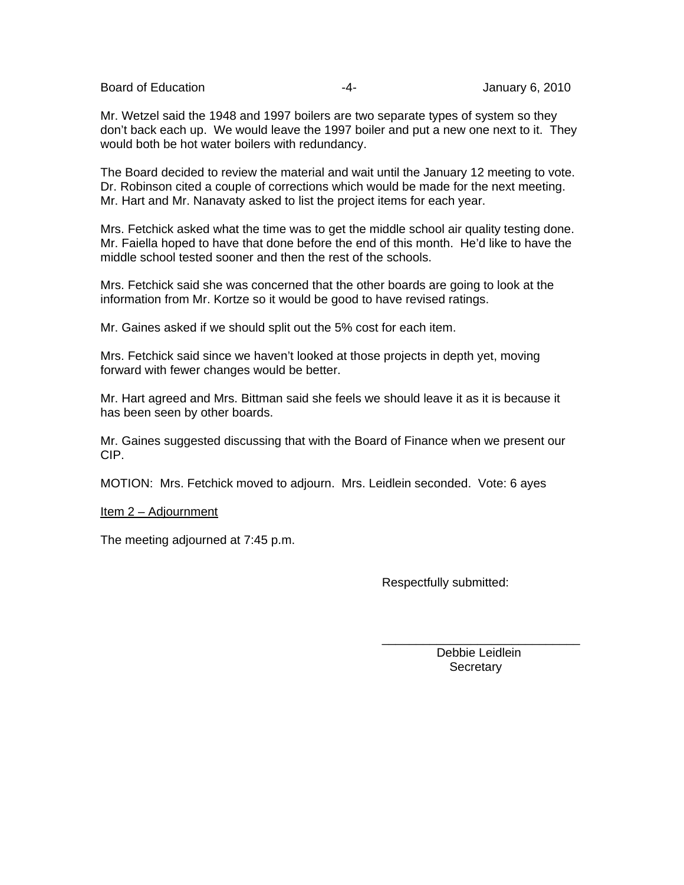Mr. Wetzel said the 1948 and 1997 boilers are two separate types of system so they don't back each up. We would leave the 1997 boiler and put a new one next to it. They would both be hot water boilers with redundancy.

The Board decided to review the material and wait until the January 12 meeting to vote. Dr. Robinson cited a couple of corrections which would be made for the next meeting. Mr. Hart and Mr. Nanavaty asked to list the project items for each year.

Mrs. Fetchick asked what the time was to get the middle school air quality testing done. Mr. Faiella hoped to have that done before the end of this month. He'd like to have the middle school tested sooner and then the rest of the schools.

Mrs. Fetchick said she was concerned that the other boards are going to look at the information from Mr. Kortze so it would be good to have revised ratings.

Mr. Gaines asked if we should split out the 5% cost for each item.

Mrs. Fetchick said since we haven't looked at those projects in depth yet, moving forward with fewer changes would be better.

Mr. Hart agreed and Mrs. Bittman said she feels we should leave it as it is because it has been seen by other boards.

Mr. Gaines suggested discussing that with the Board of Finance when we present our CIP.

MOTION: Mrs. Fetchick moved to adjourn. Mrs. Leidlein seconded. Vote: 6 ayes

Item 2 – Adjournment

The meeting adjourned at 7:45 p.m.

Respectfully submitted:

\_\_\_\_\_\_\_\_\_\_\_\_\_\_\_\_\_\_\_\_\_\_\_\_\_\_\_\_\_\_

Debbie Leidlein
Secretary